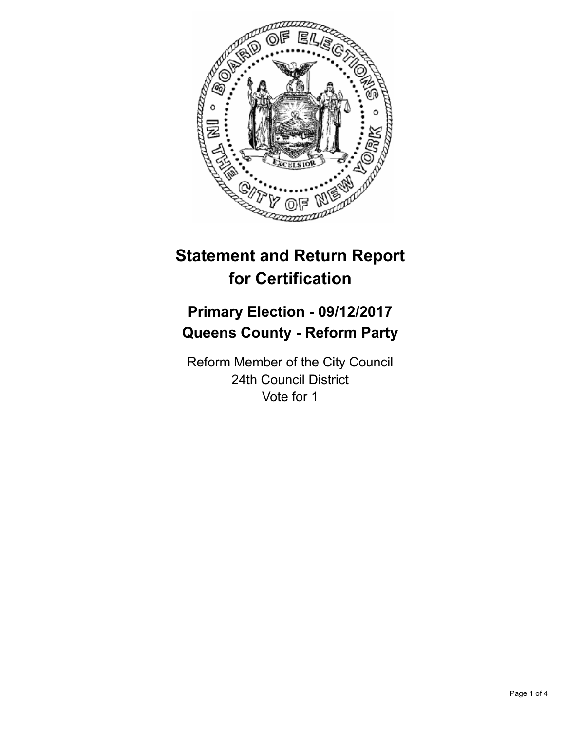# Statement and Return Report for Certification

## Primary Election - 09/12/2017
## Queens County - Reform Party

Reform Member of the City Council
24th Council District
Vote for 1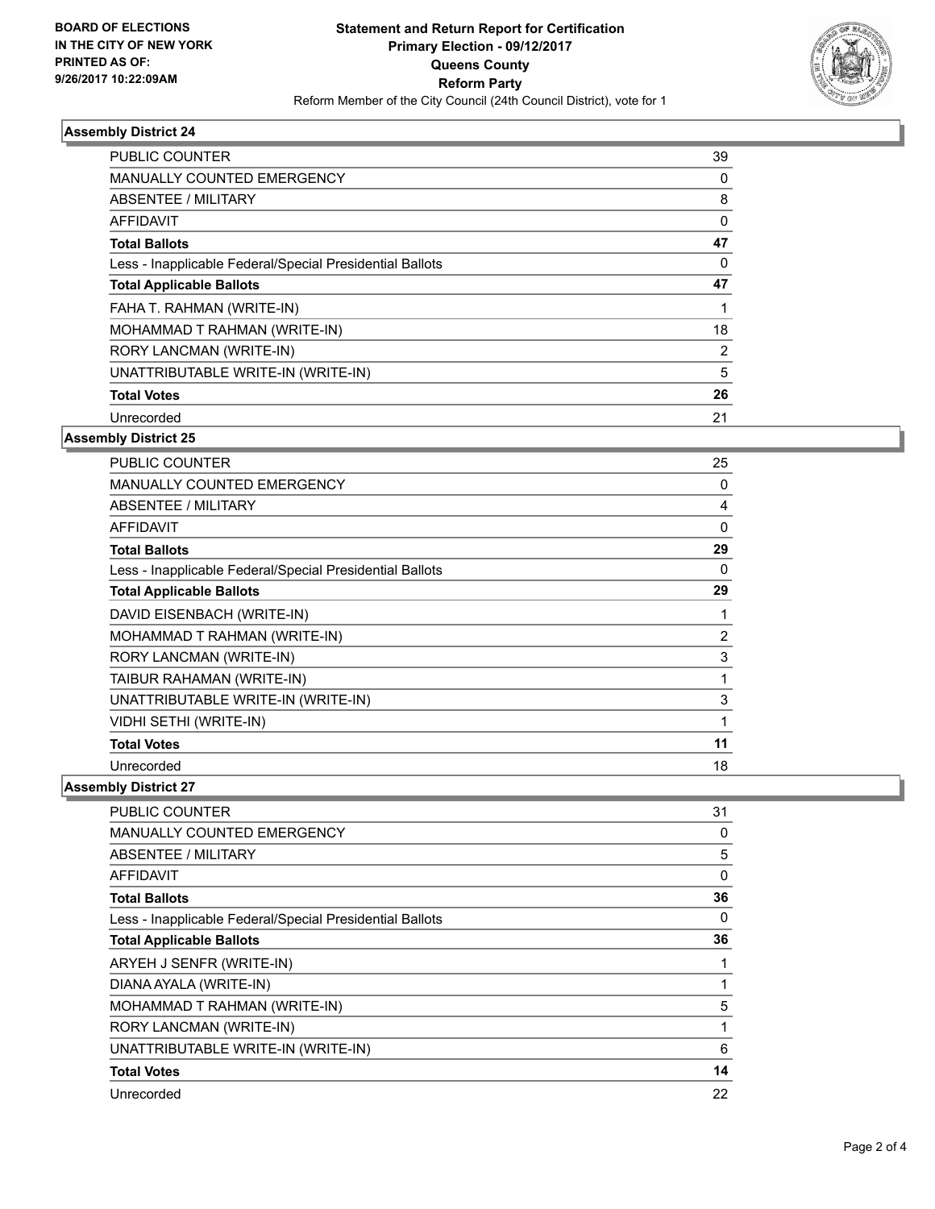BOARD OF ELECTIONS
IN THE CITY OF NEW YORK
PRINTED AS OF:
9/26/2017 10:22:09AM

**Statement and Return Report for Certification**
**Primary Election - 09/12/2017**
**Queens County**
**Reform Party**
Reform Member of the City Council (24th Council District), vote for 1

### Assembly District 24

| | |
|---|---|
| PUBLIC COUNTER | 39 |
| MANUALLY COUNTED EMERGENCY | 0 |
| ABSENTEE / MILITARY | 8 |
| AFFIDAVIT | 0 |
| **Total Ballots** | **47** |
| Less - Inapplicable Federal/Special Presidential Ballots | 0 |
| **Total Applicable Ballots** | **47** |
| FAHA T. RAHMAN (WRITE-IN) | 1 |
| MOHAMMAD T RAHMAN (WRITE-IN) | 18 |
| RORY LANCMAN (WRITE-IN) | 2 |
| UNATTRIBUTABLE WRITE-IN (WRITE-IN) | 5 |
| **Total Votes** | **26** |
| Unrecorded | 21 |

### Assembly District 25

| | |
|---|---|
| PUBLIC COUNTER | 25 |
| MANUALLY COUNTED EMERGENCY | 0 |
| ABSENTEE / MILITARY | 4 |
| AFFIDAVIT | 0 |
| **Total Ballots** | **29** |
| Less - Inapplicable Federal/Special Presidential Ballots | 0 |
| **Total Applicable Ballots** | **29** |
| DAVID EISENBACH (WRITE-IN) | 1 |
| MOHAMMAD T RAHMAN (WRITE-IN) | 2 |
| RORY LANCMAN (WRITE-IN) | 3 |
| TAIBUR RAHAMAN (WRITE-IN) | 1 |
| UNATTRIBUTABLE WRITE-IN (WRITE-IN) | 3 |
| VIDHI SETHI (WRITE-IN) | 1 |
| **Total Votes** | **11** |
| Unrecorded | 18 |

### Assembly District 27

| | |
|---|---|
| PUBLIC COUNTER | 31 |
| MANUALLY COUNTED EMERGENCY | 0 |
| ABSENTEE / MILITARY | 5 |
| AFFIDAVIT | 0 |
| **Total Ballots** | **36** |
| Less - Inapplicable Federal/Special Presidential Ballots | 0 |
| **Total Applicable Ballots** | **36** |
| ARYEH J SENFR (WRITE-IN) | 1 |
| DIANA AYALA (WRITE-IN) | 1 |
| MOHAMMAD T RAHMAN (WRITE-IN) | 5 |
| RORY LANCMAN (WRITE-IN) | 1 |
| UNATTRIBUTABLE WRITE-IN (WRITE-IN) | 6 |
| **Total Votes** | **14** |
| Unrecorded | 22 |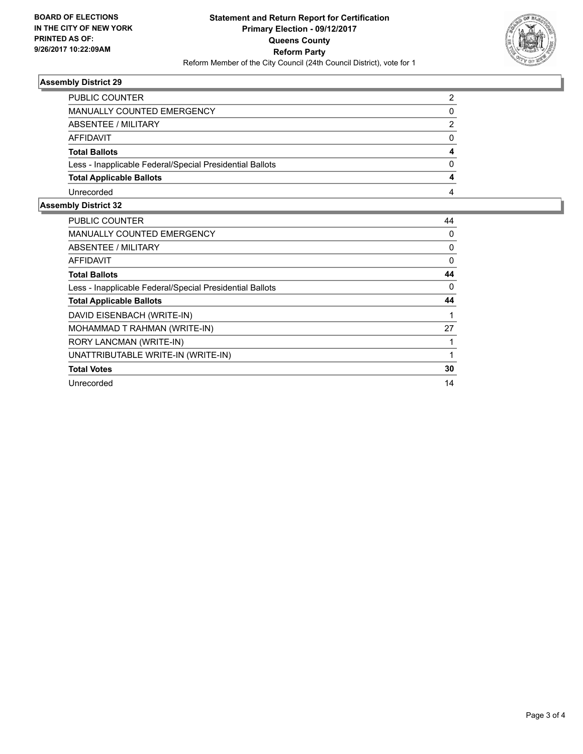**BOARD OF ELECTIONS IN THE CITY OF NEW YORK PRINTED AS OF: 9/26/2017 10:22:09AM**

# Statement and Return Report for Certification
## Primary Election - 09/12/2017
## Queens County
## Reform Party
Reform Member of the City Council (24th Council District), vote for 1

### Assembly District 29

| | |
|---|---|
| PUBLIC COUNTER | 2 |
| MANUALLY COUNTED EMERGENCY | 0 |
| ABSENTEE / MILITARY | 2 |
| AFFIDAVIT | 0 |
| **Total Ballots** | **4** |
| Less - Inapplicable Federal/Special Presidential Ballots | 0 |
| **Total Applicable Ballots** | **4** |
| Unrecorded | 4 |

### Assembly District 32

| | |
|---|---|
| PUBLIC COUNTER | 44 |
| MANUALLY COUNTED EMERGENCY | 0 |
| ABSENTEE / MILITARY | 0 |
| AFFIDAVIT | 0 |
| **Total Ballots** | **44** |
| Less - Inapplicable Federal/Special Presidential Ballots | 0 |
| **Total Applicable Ballots** | **44** |
| DAVID EISENBACH (WRITE-IN) | 1 |
| MOHAMMAD T RAHMAN (WRITE-IN) | 27 |
| RORY LANCMAN (WRITE-IN) | 1 |
| UNATTRIBUTABLE WRITE-IN (WRITE-IN) | 1 |
| **Total Votes** | **30** |
| Unrecorded | 14 |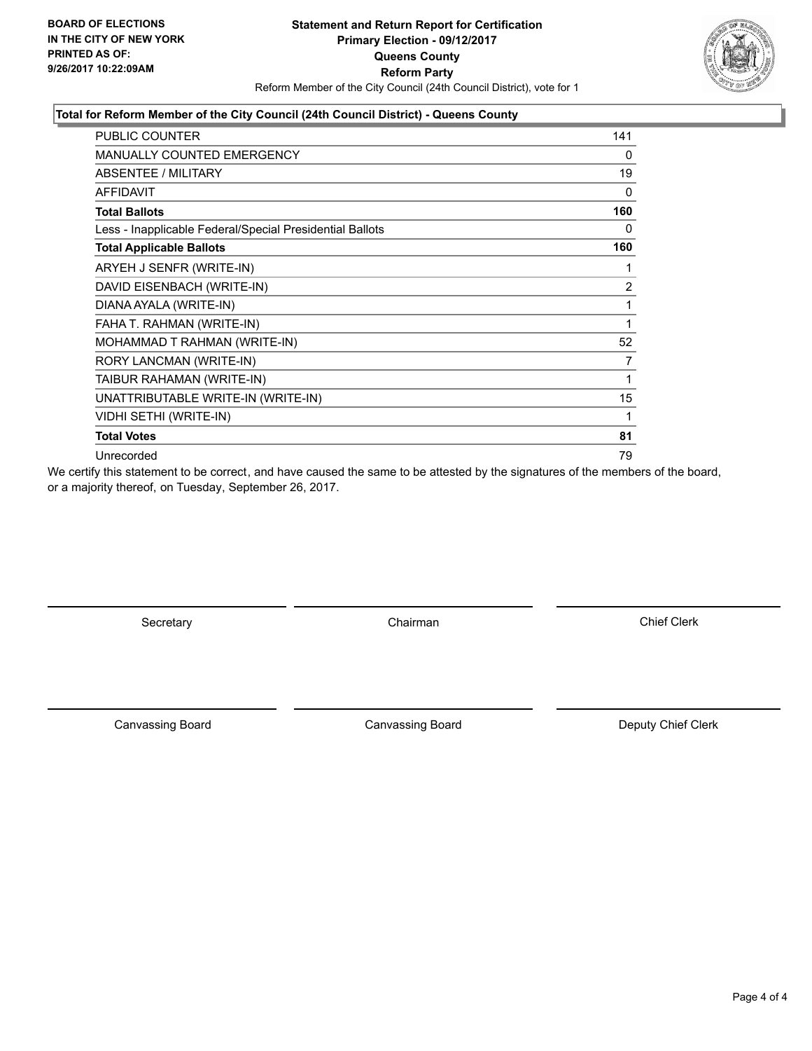**BOARD OF ELECTIONS**
**IN THE CITY OF NEW YORK**
**PRINTED AS OF:**
**9/26/2017 10:22:09AM**

**Statement and Return Report for Certification**
**Primary Election - 09/12/2017**
**Queens County**
**Reform Party**
Reform Member of the City Council (24th Council District), vote for 1

### Total for Reform Member of the City Council (24th Council District) - Queens County

| | |
|---|---|
| PUBLIC COUNTER | 141 |
| MANUALLY COUNTED EMERGENCY | 0 |
| ABSENTEE / MILITARY | 19 |
| AFFIDAVIT | 0 |
| **Total Ballots** | **160** |
| Less - Inapplicable Federal/Special Presidential Ballots | 0 |
| **Total Applicable Ballots** | **160** |
| ARYEH J SENFR (WRITE-IN) | 1 |
| DAVID EISENBACH (WRITE-IN) | 2 |
| DIANA AYALA (WRITE-IN) | 1 |
| FAHA T. RAHMAN (WRITE-IN) | 1 |
| MOHAMMAD T RAHMAN (WRITE-IN) | 52 |
| RORY LANCMAN (WRITE-IN) | 7 |
| TAIBUR RAHAMAN (WRITE-IN) | 1 |
| UNATTRIBUTABLE WRITE-IN (WRITE-IN) | 15 |
| VIDHI SETHI (WRITE-IN) | 1 |
| **Total Votes** | **81** |
| Unrecorded | 79 |

We certify this statement to be correct, and have caused the same to be attested by the signatures of the members of the board, or a majority thereof, on Tuesday, September 26, 2017.

Secretary

Chairman

Chief Clerk

Canvassing Board

Canvassing Board

Deputy Chief Clerk